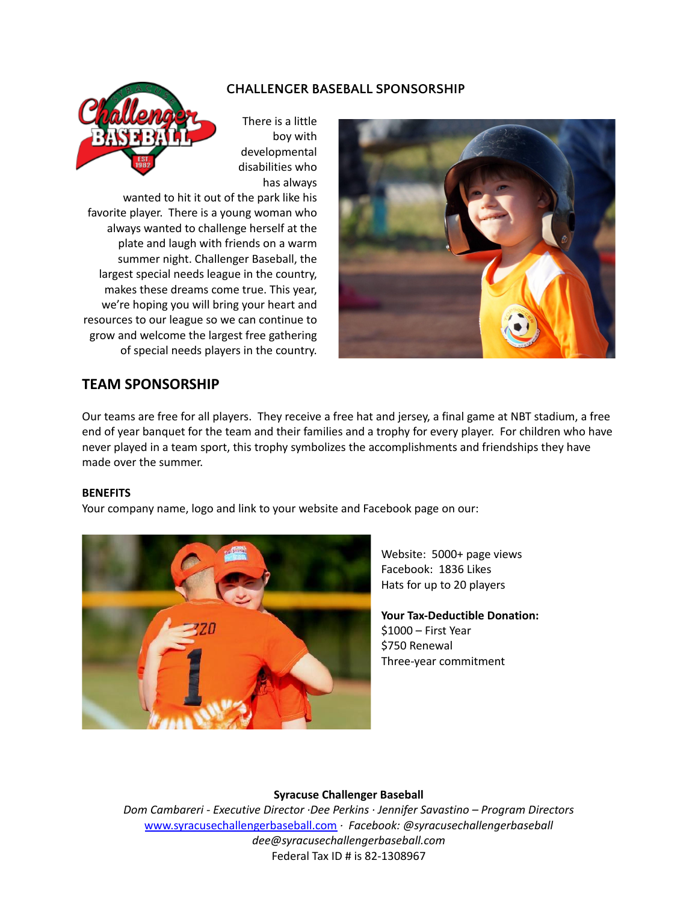## CHALLENGER BASEBALL SPONSORSHIP

There is a little boy with developmental disabilities who has always wanted to hit it out of the park like his favorite player. There is a young woman who always wanted to challenge herself at the plate and laugh with friends on a warm summer night. Challenger Baseball, the largest special needs league in the country, makes these dreams come true. This year, we're hoping you will bring your heart and resources to our league so we can continue to grow and welcome the largest free gathering of special needs players in the country.

## TEAM SPONSORSHIP

Our teams are free for all players. They receive a free hat and jersey, a final game at NBT stadium, a free end of year banquet for the team and their families and a trophy for every player. For children who have never played in a team sport, this trophy symbolizes the accomplishments and friendships they have made over the summer.

**BENEFITS**

Your company name, logo and link to your website and Facebook page on our:

Website: 5000+ page views
Facebook: 1836 Likes
Hats for up to 20 players

**Your Tax-Deductible Donation:**
$1000 – First Year
$750 Renewal
Three-year commitment

**Syracuse Challenger Baseball**
*Dom Cambareri - Executive Director ·Dee Perkins · Jennifer Savastino – Program Directors*
www.syracusechallengerbaseball.com · *Facebook: @syracusechallengerbaseball*
*dee@syracusechallengerbaseball.com*
Federal Tax ID # is 82-1308967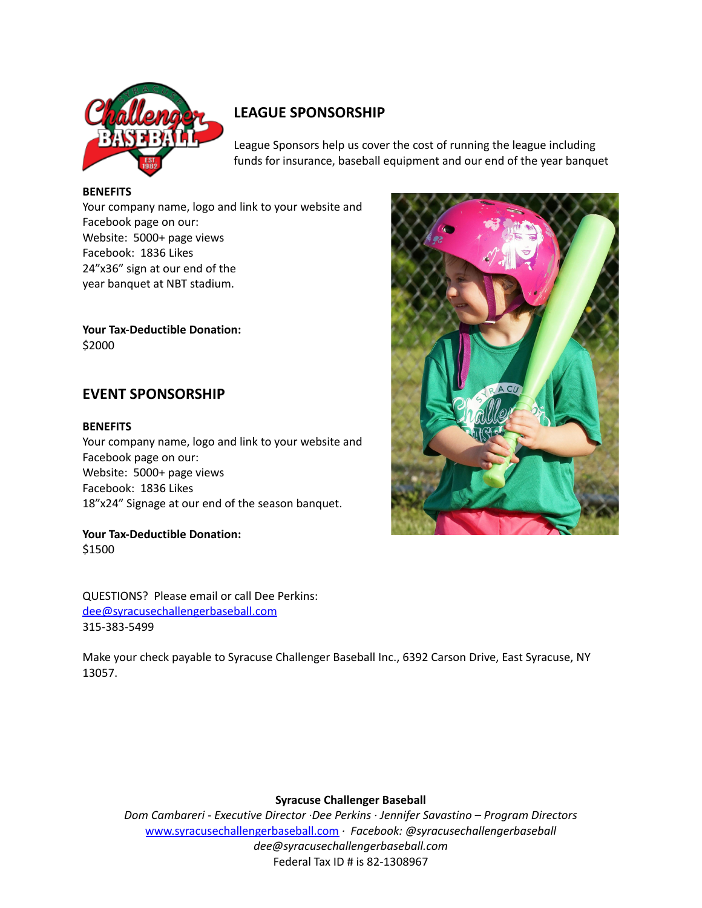## LEAGUE SPONSORSHIP

League Sponsors help us cover the cost of running the league including funds for insurance, baseball equipment and our end of the year banquet

**BENEFITS**
Your company name, logo and link to your website and Facebook page on our:
Website: 5000+ page views
Facebook: 1836 Likes
24”x36” sign at our end of the year banquet at NBT stadium.

**Your Tax-Deductible Donation:**
$2000

## EVENT SPONSORSHIP

**BENEFITS**
Your company name, logo and link to your website and Facebook page on our:
Website: 5000+ page views
Facebook: 1836 Likes
18”x24” Signage at our end of the season banquet.

**Your Tax-Deductible Donation:**
$1500

QUESTIONS? Please email or call Dee Perkins:
[dee@syracusechallengerbaseball.com](mailto:dee@syracusechallengerbaseball.com)
315-383-5499

Make your check payable to Syracuse Challenger Baseball Inc., 6392 Carson Drive, East Syracuse, NY 13057.

**Syracuse Challenger Baseball**
*Dom Cambareri - Executive Director ·Dee Perkins · Jennifer Savastino – Program Directors*
[www.syracusechallengerbaseball.com](http://www.syracusechallengerbaseball.com) · *Facebook: @syracusechallengerbaseball*
*dee@syracusechallengerbaseball.com*
Federal Tax ID # is 82-1308967